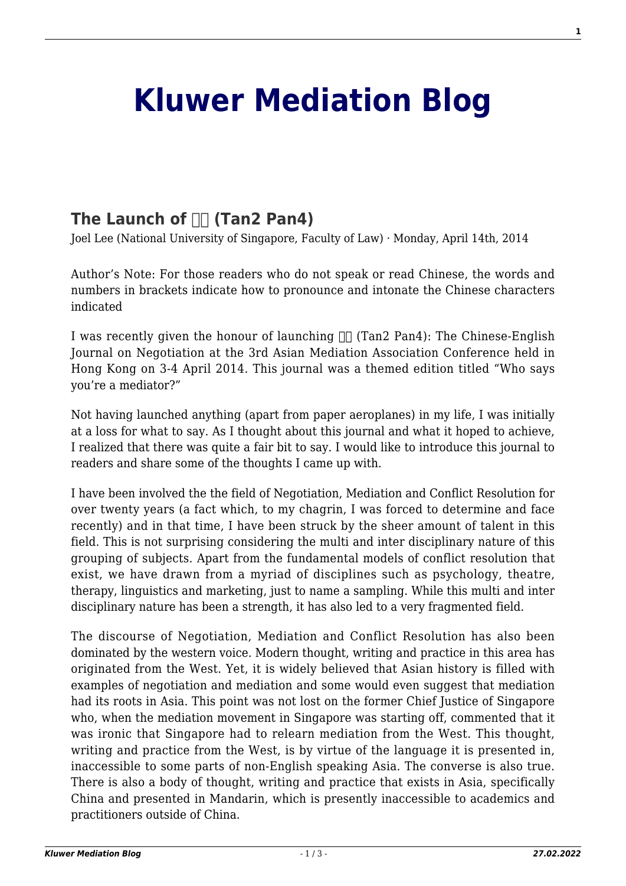# The Launch of □□ (Tan2 Pan4)

Joel Lee (National University of Singapore, Faculty of Law) · Monday, April 14th, 2014

Author's Note: For those readers who do not speak or read Chinese, the words and numbers in brackets indicate how to pronounce and intonate the Chinese characters indicated

I was recently given the honour of launching □□ (Tan2 Pan4): The Chinese-English Journal on Negotiation at the 3rd Asian Mediation Association Conference held in Hong Kong on 3-4 April 2014. This journal was a themed edition titled "Who says you're a mediator?"

Not having launched anything (apart from paper aeroplanes) in my life, I was initially at a loss for what to say. As I thought about this journal and what it hoped to achieve, I realized that there was quite a fair bit to say. I would like to introduce this journal to readers and share some of the thoughts I came up with.

I have been involved the the field of Negotiation, Mediation and Conflict Resolution for over twenty years (a fact which, to my chagrin, I was forced to determine and face recently) and in that time, I have been struck by the sheer amount of talent in this field. This is not surprising considering the multi and inter disciplinary nature of this grouping of subjects. Apart from the fundamental models of conflict resolution that exist, we have drawn from a myriad of disciplines such as psychology, theatre, therapy, linguistics and marketing, just to name a sampling. While this multi and inter disciplinary nature has been a strength, it has also led to a very fragmented field.

The discourse of Negotiation, Mediation and Conflict Resolution has also been dominated by the western voice. Modern thought, writing and practice in this area has originated from the West. Yet, it is widely believed that Asian history is filled with examples of negotiation and mediation and some would even suggest that mediation had its roots in Asia. This point was not lost on the former Chief Justice of Singapore who, when the mediation movement in Singapore was starting off, commented that it was ironic that Singapore had to relearn mediation from the West. This thought, writing and practice from the West, is by virtue of the language it is presented in, inaccessible to some parts of non-English speaking Asia. The converse is also true. There is also a body of thought, writing and practice that exists in Asia, specifically China and presented in Mandarin, which is presently inaccessible to academics and practitioners outside of China.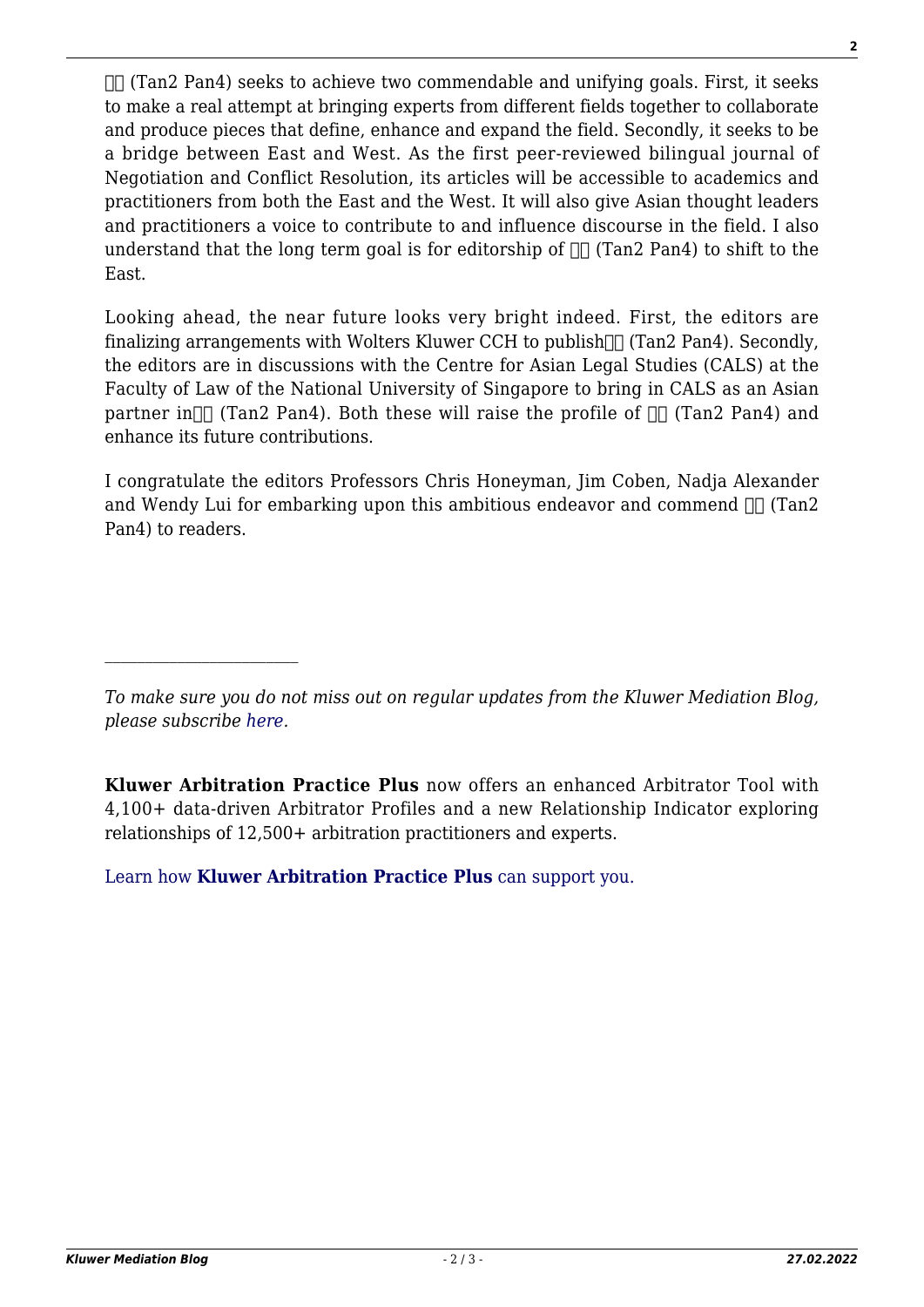□□ (Tan2 Pan4) seeks to achieve two commendable and unifying goals. First, it seeks to make a real attempt at bringing experts from different fields together to collaborate and produce pieces that define, enhance and expand the field. Secondly, it seeks to be a bridge between East and West. As the first peer-reviewed bilingual journal of Negotiation and Conflict Resolution, its articles will be accessible to academics and practitioners from both the East and the West. It will also give Asian thought leaders and practitioners a voice to contribute to and influence discourse in the field. I also understand that the long term goal is for editorship of □□ (Tan2 Pan4) to shift to the East.

Looking ahead, the near future looks very bright indeed. First, the editors are finalizing arrangements with Wolters Kluwer CCH to publish□□ (Tan2 Pan4). Secondly, the editors are in discussions with the Centre for Asian Legal Studies (CALS) at the Faculty of Law of the National University of Singapore to bring in CALS as an Asian partner in□□ (Tan2 Pan4). Both these will raise the profile of □□ (Tan2 Pan4) and enhance its future contributions.

I congratulate the editors Professors Chris Honeyman, Jim Coben, Nadja Alexander and Wendy Lui for embarking upon this ambitious endeavor and commend □□ (Tan2 Pan4) to readers.

---

*To make sure you do not miss out on regular updates from the Kluwer Mediation Blog, please subscribe here.*

**Kluwer Arbitration Practice Plus** now offers an enhanced Arbitrator Tool with 4,100+ data-driven Arbitrator Profiles and a new Relationship Indicator exploring relationships of 12,500+ arbitration practitioners and experts.

Learn how **Kluwer Arbitration Practice Plus** can support you.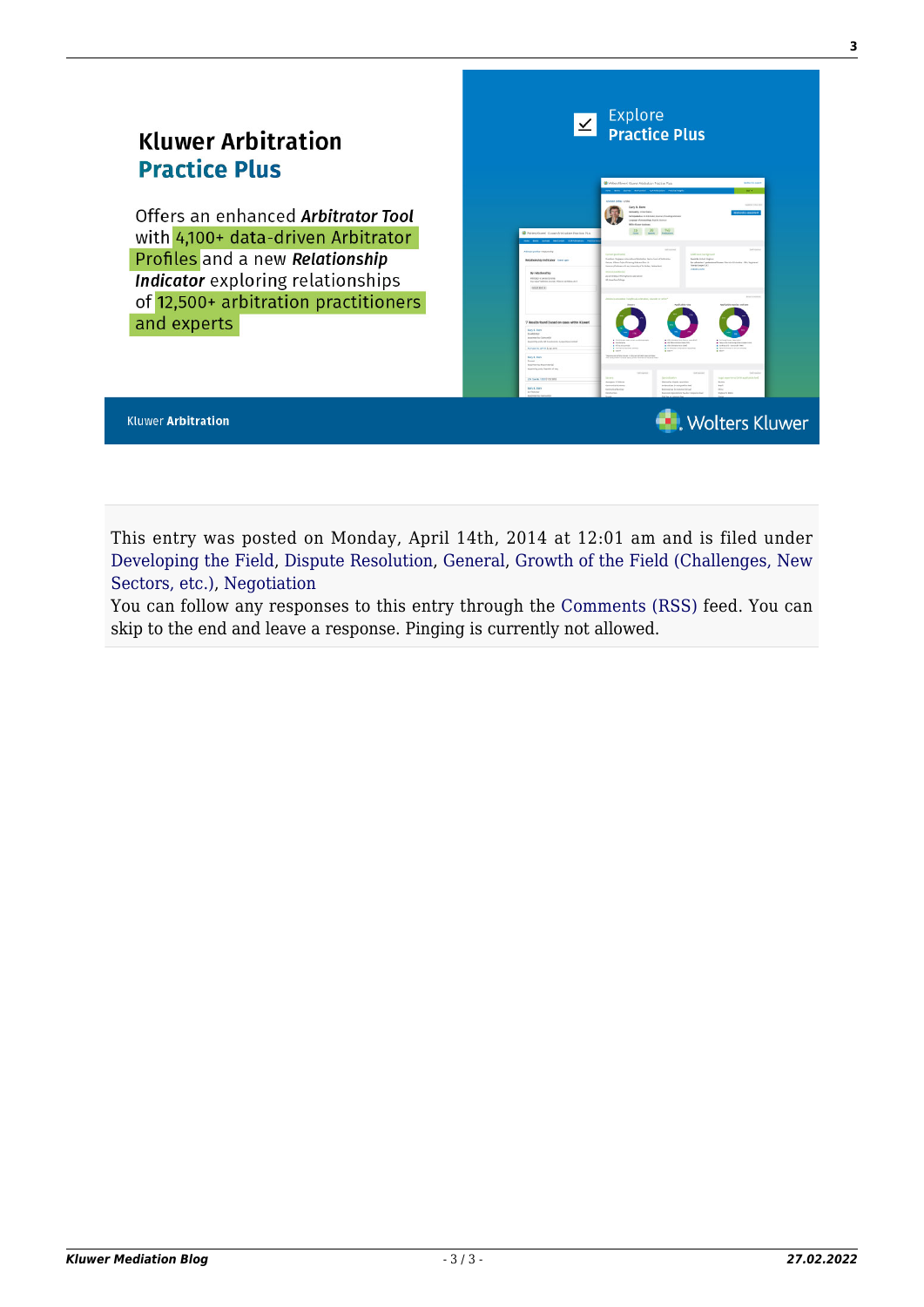**Kluwer Arbitration**
**Practice Plus**

Offers an enhanced ***Arbitrator Tool*** with 4,100+ data-driven Arbitrator Profiles and a new ***Relationship Indicator*** exploring relationships of 12,500+ arbitration practitioners and experts

Explore
**Practice Plus**

Kluwer **Arbitration**

Wolters Kluwer

This entry was posted on Monday, April 14th, 2014 at 12:01 am and is filed under Developing the Field, Dispute Resolution, General, Growth of the Field (Challenges, New Sectors, etc.), Negotiation
You can follow any responses to this entry through the Comments (RSS) feed. You can skip to the end and leave a response. Pinging is currently not allowed.